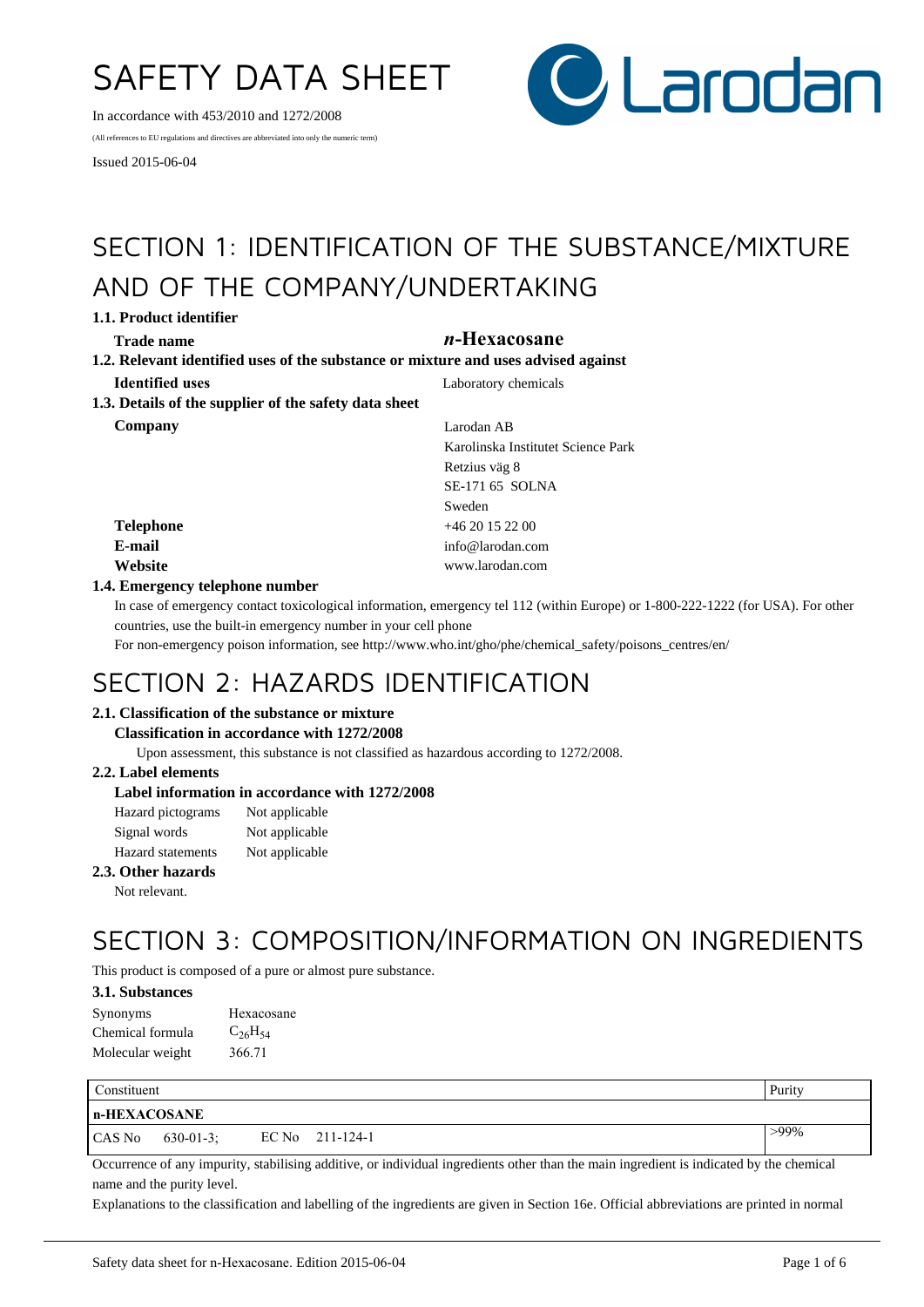# SAFETY DATA SHEET

In accordance with 453/2010 and 1272/2008

(All references to EU regulations and directives are abbreviated into only the numeric term)

Issued 2015-06-04

## SECTION 1: IDENTIFICATION OF THE SUBSTANCE/MIXTURE AND OF THE COMPANY/UNDERTAKING

### 1.1. Product identifier

**Trade name** ***n*-Hexacosane**

### 1.2. Relevant identified uses of the substance or mixture and uses advised against

**Identified uses** Laboratory chemicals

### 1.3. Details of the supplier of the safety data sheet

**Company**
Larodan AB
Karolinska Institutet Science Park
Retzius väg 8
SE-171 65 SOLNA
Sweden

**Telephone** +46 20 15 22 00

**E-mail** info@larodan.com

**Website** www.larodan.com

### 1.4. Emergency telephone number

In case of emergency contact toxicological information, emergency tel 112 (within Europe) or 1-800-222-1222 (for USA). For other countries, use the built-in emergency number in your cell phone

For non-emergency poison information, see http://www.who.int/gho/phe/chemical_safety/poisons_centres/en/

## SECTION 2: HAZARDS IDENTIFICATION

### 2.1. Classification of the substance or mixture

**Classification in accordance with 1272/2008**

Upon assessment, this substance is not classified as hazardous according to 1272/2008.

### 2.2. Label elements

**Label information in accordance with 1272/2008**

Hazard pictograms Not applicable
Signal words Not applicable
Hazard statements Not applicable

### 2.3. Other hazards

Not relevant.

## SECTION 3: COMPOSITION/INFORMATION ON INGREDIENTS

This product is composed of a pure or almost pure substance.

### 3.1. Substances

Synonyms Hexacosane
Chemical formula $C_{26}H_{54}$
Molecular weight 366.71

| Constituent | Purity |
|---|---|
| **n-HEXACOSANE** | |
| CAS No 630-01-3; EC No 211-124-1 | >99% |

Occurrence of any impurity, stabilising additive, or individual ingredients other than the main ingredient is indicated by the chemical name and the purity level.

Explanations to the classification and labelling of the ingredients are given in Section 16e. Official abbreviations are printed in normal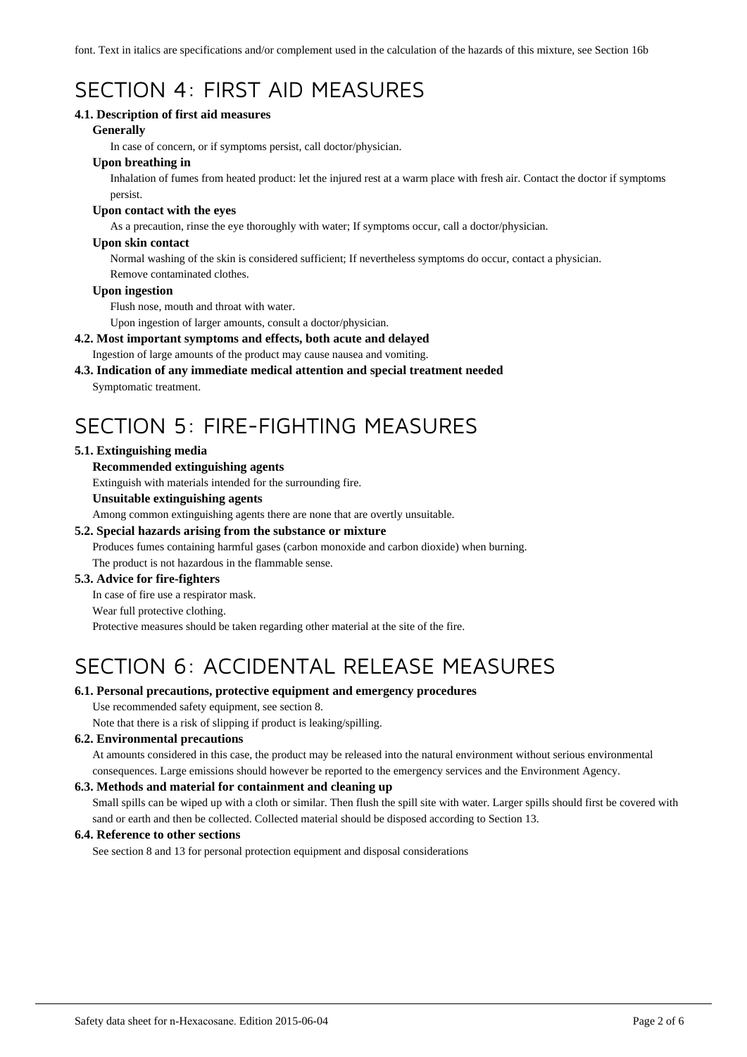font. Text in italics are specifications and/or complement used in the calculation of the hazards of this mixture, see Section 16b

# SECTION 4: FIRST AID MEASURES

### 4.1. Description of first aid measures

**Generally**

In case of concern, or if symptoms persist, call doctor/physician.

**Upon breathing in**

Inhalation of fumes from heated product: let the injured rest at a warm place with fresh air. Contact the doctor if symptoms persist.

**Upon contact with the eyes**

As a precaution, rinse the eye thoroughly with water; If symptoms occur, call a doctor/physician.

**Upon skin contact**

Normal washing of the skin is considered sufficient; If nevertheless symptoms do occur, contact a physician.
Remove contaminated clothes.

**Upon ingestion**

Flush nose, mouth and throat with water.
Upon ingestion of larger amounts, consult a doctor/physician.

### 4.2. Most important symptoms and effects, both acute and delayed

Ingestion of large amounts of the product may cause nausea and vomiting.

### 4.3. Indication of any immediate medical attention and special treatment needed

Symptomatic treatment.

# SECTION 5: FIRE-FIGHTING MEASURES

### 5.1. Extinguishing media

**Recommended extinguishing agents**

Extinguish with materials intended for the surrounding fire.

**Unsuitable extinguishing agents**

Among common extinguishing agents there are none that are overtly unsuitable.

### 5.2. Special hazards arising from the substance or mixture

Produces fumes containing harmful gases (carbon monoxide and carbon dioxide) when burning.
The product is not hazardous in the flammable sense.

### 5.3. Advice for fire-fighters

In case of fire use a respirator mask.
Wear full protective clothing.
Protective measures should be taken regarding other material at the site of the fire.

# SECTION 6: ACCIDENTAL RELEASE MEASURES

### 6.1. Personal precautions, protective equipment and emergency procedures

Use recommended safety equipment, see section 8.
Note that there is a risk of slipping if product is leaking/spilling.

### 6.2. Environmental precautions

At amounts considered in this case, the product may be released into the natural environment without serious environmental consequences. Large emissions should however be reported to the emergency services and the Environment Agency.

### 6.3. Methods and material for containment and cleaning up

Small spills can be wiped up with a cloth or similar. Then flush the spill site with water. Larger spills should first be covered with sand or earth and then be collected. Collected material should be disposed according to Section 13.

### 6.4. Reference to other sections

See section 8 and 13 for personal protection equipment and disposal considerations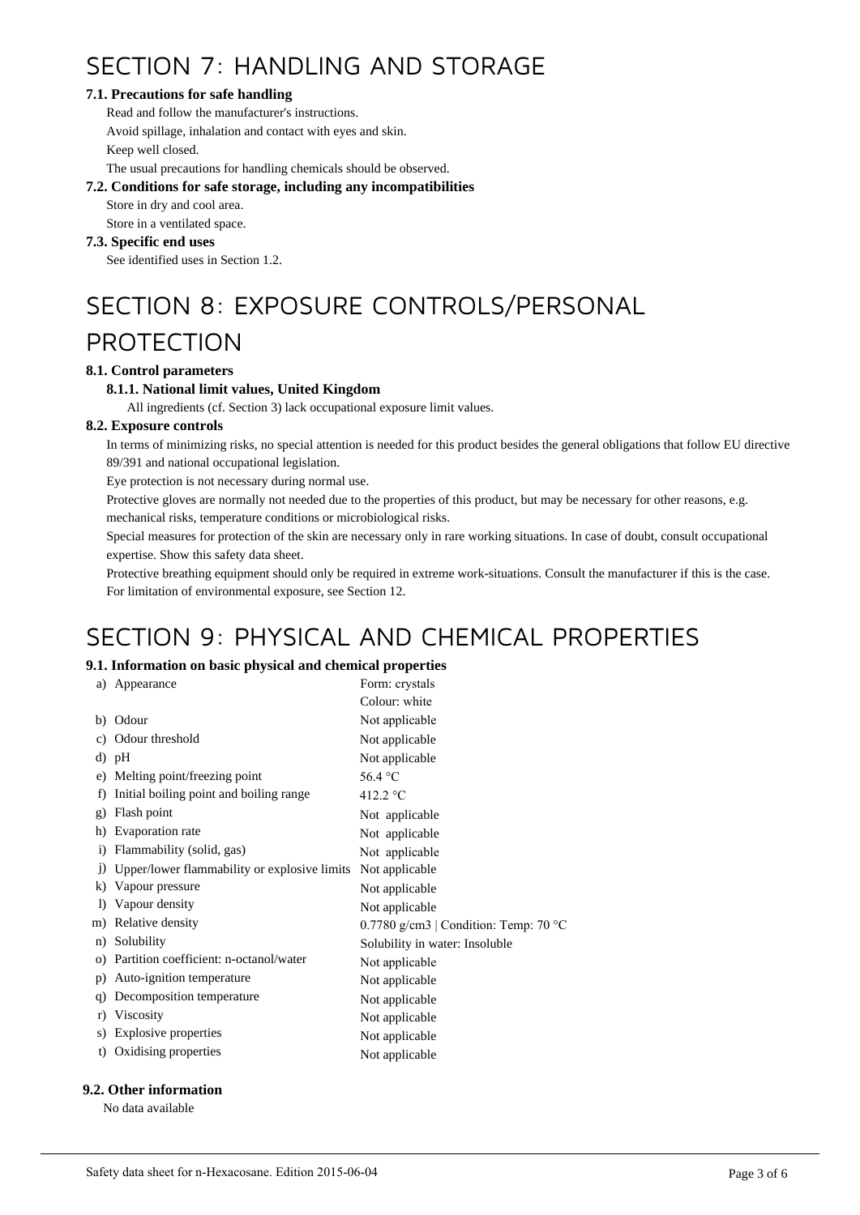# SECTION 7: HANDLING AND STORAGE

### 7.1. Precautions for safe handling

Read and follow the manufacturer's instructions.

Avoid spillage, inhalation and contact with eyes and skin.

Keep well closed.

The usual precautions for handling chemicals should be observed.

### 7.2. Conditions for safe storage, including any incompatibilities

Store in dry and cool area.

Store in a ventilated space.

### 7.3. Specific end uses

See identified uses in Section 1.2.

# SECTION 8: EXPOSURE CONTROLS/PERSONAL PROTECTION

### 8.1. Control parameters

#### 8.1.1. National limit values, United Kingdom

All ingredients (cf. Section 3) lack occupational exposure limit values.

### 8.2. Exposure controls

In terms of minimizing risks, no special attention is needed for this product besides the general obligations that follow EU directive 89/391 and national occupational legislation.

Eye protection is not necessary during normal use.

Protective gloves are normally not needed due to the properties of this product, but may be necessary for other reasons, e.g. mechanical risks, temperature conditions or microbiological risks.

Special measures for protection of the skin are necessary only in rare working situations. In case of doubt, consult occupational expertise. Show this safety data sheet.

Protective breathing equipment should only be required in extreme work-situations. Consult the manufacturer if this is the case.

For limitation of environmental exposure, see Section 12.

# SECTION 9: PHYSICAL AND CHEMICAL PROPERTIES

### 9.1. Information on basic physical and chemical properties

| Property | Value |
|---|---|
| a) Appearance | Form: crystals<br>Colour: white |
| b) Odour | Not applicable |
| c) Odour threshold | Not applicable |
| d) pH | Not applicable |
| e) Melting point/freezing point | 56.4 °C |
| f) Initial boiling point and boiling range | 412.2 °C |
| g) Flash point | Not applicable |
| h) Evaporation rate | Not applicable |
| i) Flammability (solid, gas) | Not applicable |
| j) Upper/lower flammability or explosive limits | Not applicable |
| k) Vapour pressure | Not applicable |
| l) Vapour density | Not applicable |
| m) Relative density | 0.7780 g/cm3 \| Condition: Temp: 70 °C |
| n) Solubility | Solubility in water: Insoluble |
| o) Partition coefficient: n-octanol/water | Not applicable |
| p) Auto-ignition temperature | Not applicable |
| q) Decomposition temperature | Not applicable |
| r) Viscosity | Not applicable |
| s) Explosive properties | Not applicable |
| t) Oxidising properties | Not applicable |

### 9.2. Other information

No data available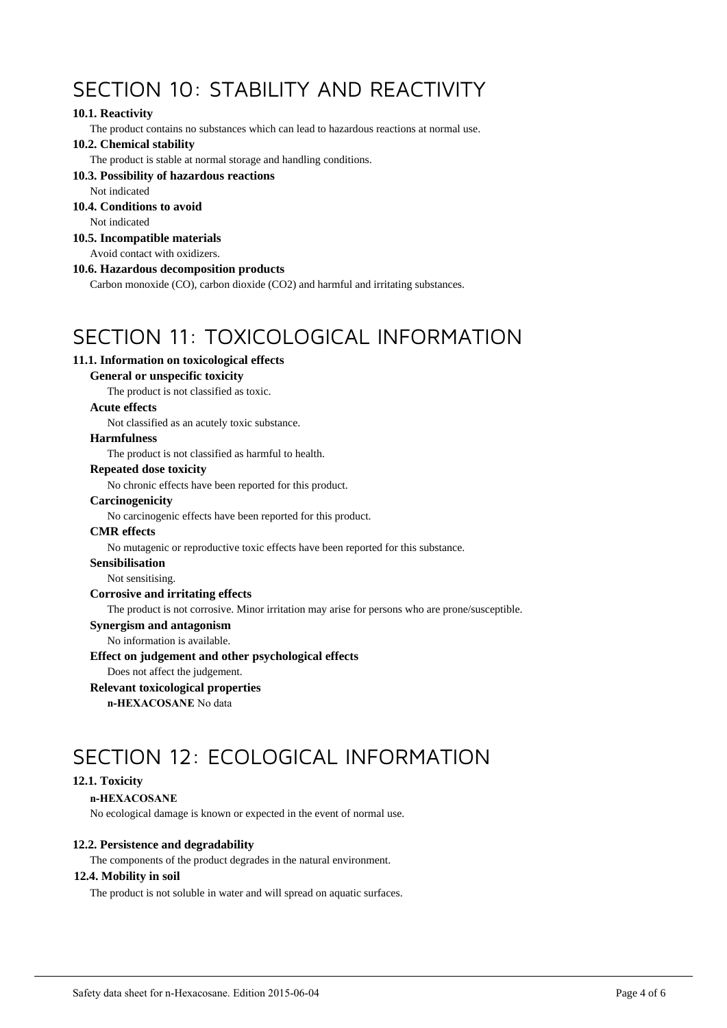# SECTION 10: STABILITY AND REACTIVITY

### 10.1. Reactivity

The product contains no substances which can lead to hazardous reactions at normal use.

### 10.2. Chemical stability

The product is stable at normal storage and handling conditions.

### 10.3. Possibility of hazardous reactions

Not indicated

### 10.4. Conditions to avoid

Not indicated

### 10.5. Incompatible materials

Avoid contact with oxidizers.

### 10.6. Hazardous decomposition products

Carbon monoxide (CO), carbon dioxide ($CO_2$) and harmful and irritating substances.

# SECTION 11: TOXICOLOGICAL INFORMATION

### 11.1. Information on toxicological effects

**General or unspecific toxicity**

The product is not classified as toxic.

**Acute effects**

Not classified as an acutely toxic substance.

**Harmfulness**

The product is not classified as harmful to health.

**Repeated dose toxicity**

No chronic effects have been reported for this product.

**Carcinogenicity**

No carcinogenic effects have been reported for this product.

**CMR effects**

No mutagenic or reproductive toxic effects have been reported for this substance.

**Sensibilisation**

Not sensitising.

**Corrosive and irritating effects**

The product is not corrosive. Minor irritation may arise for persons who are prone/susceptible.

**Synergism and antagonism**

No information is available.

**Effect on judgement and other psychological effects**

Does not affect the judgement.

**Relevant toxicological properties**

**n-HEXACOSANE** No data

# SECTION 12: ECOLOGICAL INFORMATION

### 12.1. Toxicity

**n-HEXACOSANE**

No ecological damage is known or expected in the event of normal use.

### 12.2. Persistence and degradability

The components of the product degrades in the natural environment.

### 12.4. Mobility in soil

The product is not soluble in water and will spread on aquatic surfaces.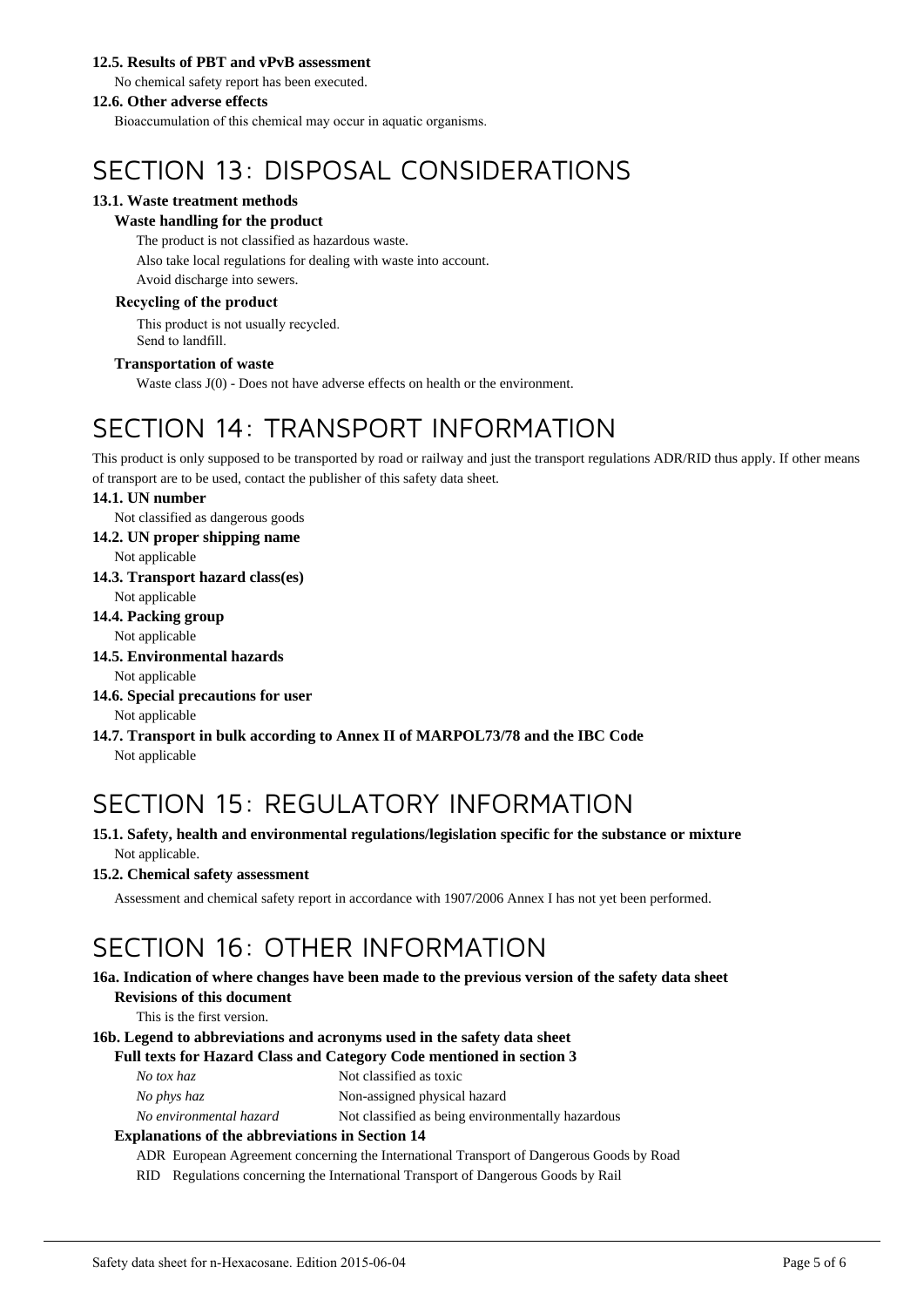### 12.5. Results of PBT and vPvB assessment

No chemical safety report has been executed.

### 12.6. Other adverse effects

Bioaccumulation of this chemical may occur in aquatic organisms.

# SECTION 13: DISPOSAL CONSIDERATIONS

### 13.1. Waste treatment methods

**Waste handling for the product**

The product is not classified as hazardous waste.

Also take local regulations for dealing with waste into account.

Avoid discharge into sewers.

**Recycling of the product**

This product is not usually recycled.
Send to landfill.

**Transportation of waste**

Waste class J(0) - Does not have adverse effects on health or the environment.

# SECTION 14: TRANSPORT INFORMATION

This product is only supposed to be transported by road or railway and just the transport regulations ADR/RID thus apply. If other means of transport are to be used, contact the publisher of this safety data sheet.

### 14.1. UN number

Not classified as dangerous goods

### 14.2. UN proper shipping name

Not applicable

### 14.3. Transport hazard class(es)

Not applicable

### 14.4. Packing group

Not applicable

### 14.5. Environmental hazards

Not applicable

### 14.6. Special precautions for user

Not applicable

### 14.7. Transport in bulk according to Annex II of MARPOL73/78 and the IBC Code

Not applicable

# SECTION 15: REGULATORY INFORMATION

### 15.1. Safety, health and environmental regulations/legislation specific for the substance or mixture

Not applicable.

### 15.2. Chemical safety assessment

Assessment and chemical safety report in accordance with 1907/2006 Annex I has not yet been performed.

# SECTION 16: OTHER INFORMATION

### 16a. Indication of where changes have been made to the previous version of the safety data sheet

**Revisions of this document**

This is the first version.

### 16b. Legend to abbreviations and acronyms used in the safety data sheet

**Full texts for Hazard Class and Category Code mentioned in section 3**

| | |
|---|---|
| *No tox haz* | Not classified as toxic |
| *No phys haz* | Non-assigned physical hazard |
| *No environmental hazard* | Not classified as being environmentally hazardous |

**Explanations of the abbreviations in Section 14**

| | |
|---|---|
| ADR | European Agreement concerning the International Transport of Dangerous Goods by Road |
| RID | Regulations concerning the International Transport of Dangerous Goods by Rail |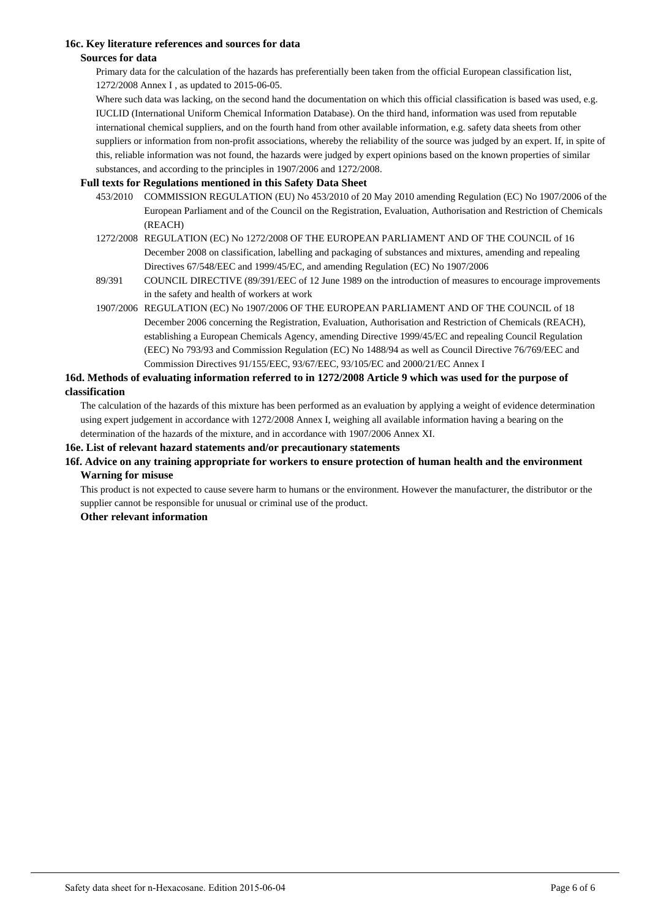### 16c. Key literature references and sources for data

**Sources for data**

Primary data for the calculation of the hazards has preferentially been taken from the official European classification list, 1272/2008 Annex I , as updated to 2015-06-05.

Where such data was lacking, on the second hand the documentation on which this official classification is based was used, e.g. IUCLID (International Uniform Chemical Information Database). On the third hand, information was used from reputable international chemical suppliers, and on the fourth hand from other available information, e.g. safety data sheets from other suppliers or information from non-profit associations, whereby the reliability of the source was judged by an expert. If, in spite of this, reliable information was not found, the hazards were judged by expert opinions based on the known properties of similar substances, and according to the principles in 1907/2006 and 1272/2008.

**Full texts for Regulations mentioned in this Safety Data Sheet**

| | |
|---|---|
| 453/2010 | COMMISSION REGULATION (EU) No 453/2010 of 20 May 2010 amending Regulation (EC) No 1907/2006 of the European Parliament and of the Council on the Registration, Evaluation, Authorisation and Restriction of Chemicals (REACH) |
| 1272/2008 | REGULATION (EC) No 1272/2008 OF THE EUROPEAN PARLIAMENT AND OF THE COUNCIL of 16 December 2008 on classification, labelling and packaging of substances and mixtures, amending and repealing Directives 67/548/EEC and 1999/45/EC, and amending Regulation (EC) No 1907/2006 |
| 89/391 | COUNCIL DIRECTIVE (89/391/EEC of 12 June 1989 on the introduction of measures to encourage improvements in the safety and health of workers at work |
| 1907/2006 | REGULATION (EC) No 1907/2006 OF THE EUROPEAN PARLIAMENT AND OF THE COUNCIL of 18 December 2006 concerning the Registration, Evaluation, Authorisation and Restriction of Chemicals (REACH), establishing a European Chemicals Agency, amending Directive 1999/45/EC and repealing Council Regulation (EEC) No 793/93 and Commission Regulation (EC) No 1488/94 as well as Council Directive 76/769/EEC and Commission Directives 91/155/EEC, 93/67/EEC, 93/105/EC and 2000/21/EC Annex I |

### 16d. Methods of evaluating information referred to in 1272/2008 Article 9 which was used for the purpose of classification

The calculation of the hazards of this mixture has been performed as an evaluation by applying a weight of evidence determination using expert judgement in accordance with 1272/2008 Annex I, weighing all available information having a bearing on the determination of the hazards of the mixture, and in accordance with 1907/2006 Annex XI.

### 16e. List of relevant hazard statements and/or precautionary statements

### 16f. Advice on any training appropriate for workers to ensure protection of human health and the environment

**Warning for misuse**

This product is not expected to cause severe harm to humans or the environment. However the manufacturer, the distributor or the supplier cannot be responsible for unusual or criminal use of the product.

**Other relevant information**